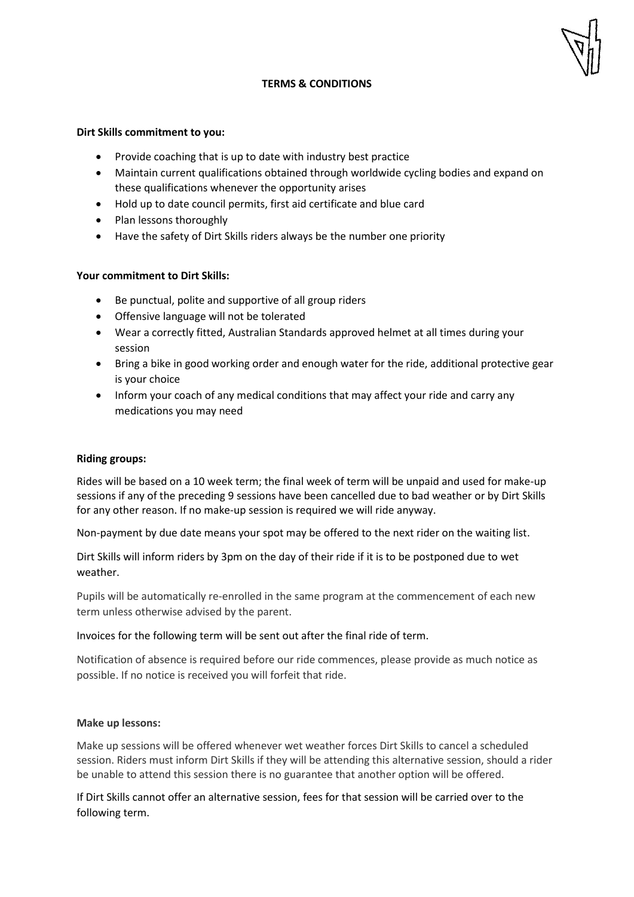# TERMS & CONDITIONS

**Dirt Skills commitment to you:**

- Provide coaching that is up to date with industry best practice
- Maintain current qualifications obtained through worldwide cycling bodies and expand on these qualifications whenever the opportunity arises
- Hold up to date council permits, first aid certificate and blue card
- Plan lessons thoroughly
- Have the safety of Dirt Skills riders always be the number one priority

**Your commitment to Dirt Skills:**

- Be punctual, polite and supportive of all group riders
- Offensive language will not be tolerated
- Wear a correctly fitted, Australian Standards approved helmet at all times during your session
- Bring a bike in good working order and enough water for the ride, additional protective gear is your choice
- Inform your coach of any medical conditions that may affect your ride and carry any medications you may need

**Riding groups:**

Rides will be based on a 10 week term; the final week of term will be unpaid and used for make-up sessions if any of the preceding 9 sessions have been cancelled due to bad weather or by Dirt Skills for any other reason. If no make-up session is required we will ride anyway.

Non-payment by due date means your spot may be offered to the next rider on the waiting list.

Dirt Skills will inform riders by 3pm on the day of their ride if it is to be postponed due to wet weather.

Pupils will be automatically re-enrolled in the same program at the commencement of each new term unless otherwise advised by the parent.

Invoices for the following term will be sent out after the final ride of term.

Notification of absence is required before our ride commences, please provide as much notice as possible. If no notice is received you will forfeit that ride.

**Make up lessons:**

Make up sessions will be offered whenever wet weather forces Dirt Skills to cancel a scheduled session. Riders must inform Dirt Skills if they will be attending this alternative session, should a rider be unable to attend this session there is no guarantee that another option will be offered.

If Dirt Skills cannot offer an alternative session, fees for that session will be carried over to the following term.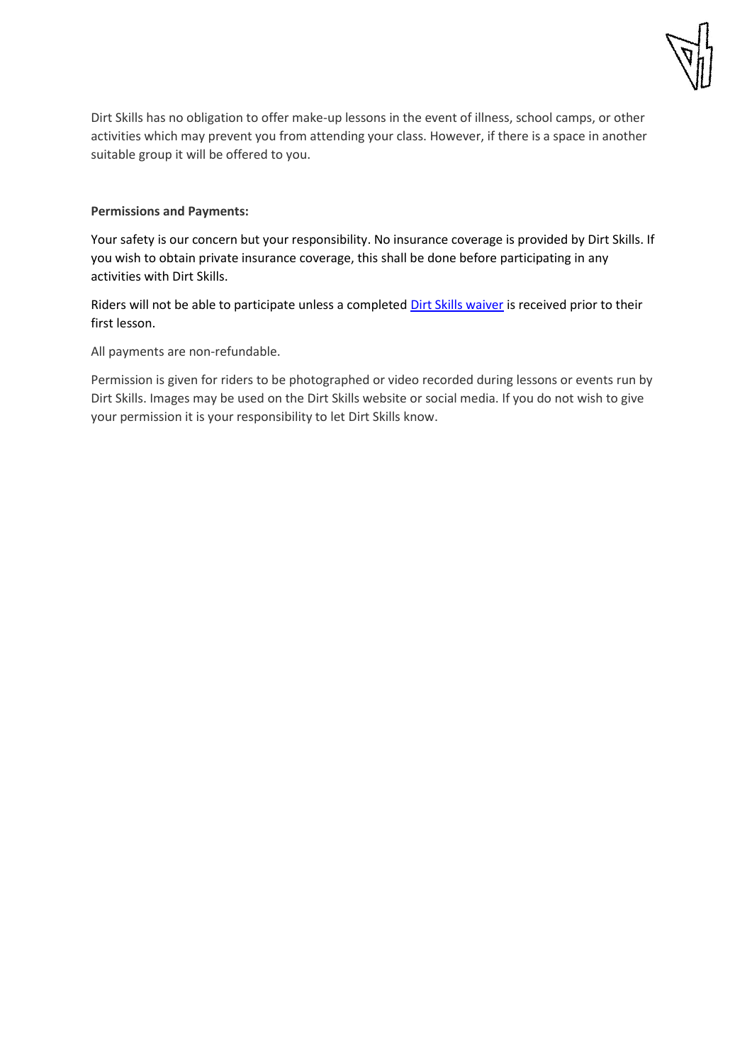Dirt Skills has no obligation to offer make-up lessons in the event of illness, school camps, or other activities which may prevent you from attending your class. However, if there is a space in another suitable group it will be offered to you.

**Permissions and Payments:**

Your safety is our concern but your responsibility. No insurance coverage is provided by Dirt Skills. If you wish to obtain private insurance coverage, this shall be done before participating in any activities with Dirt Skills.

Riders will not be able to participate unless a completed Dirt Skills waiver is received prior to their first lesson.

All payments are non-refundable.

Permission is given for riders to be photographed or video recorded during lessons or events run by Dirt Skills. Images may be used on the Dirt Skills website or social media. If you do not wish to give your permission it is your responsibility to let Dirt Skills know.